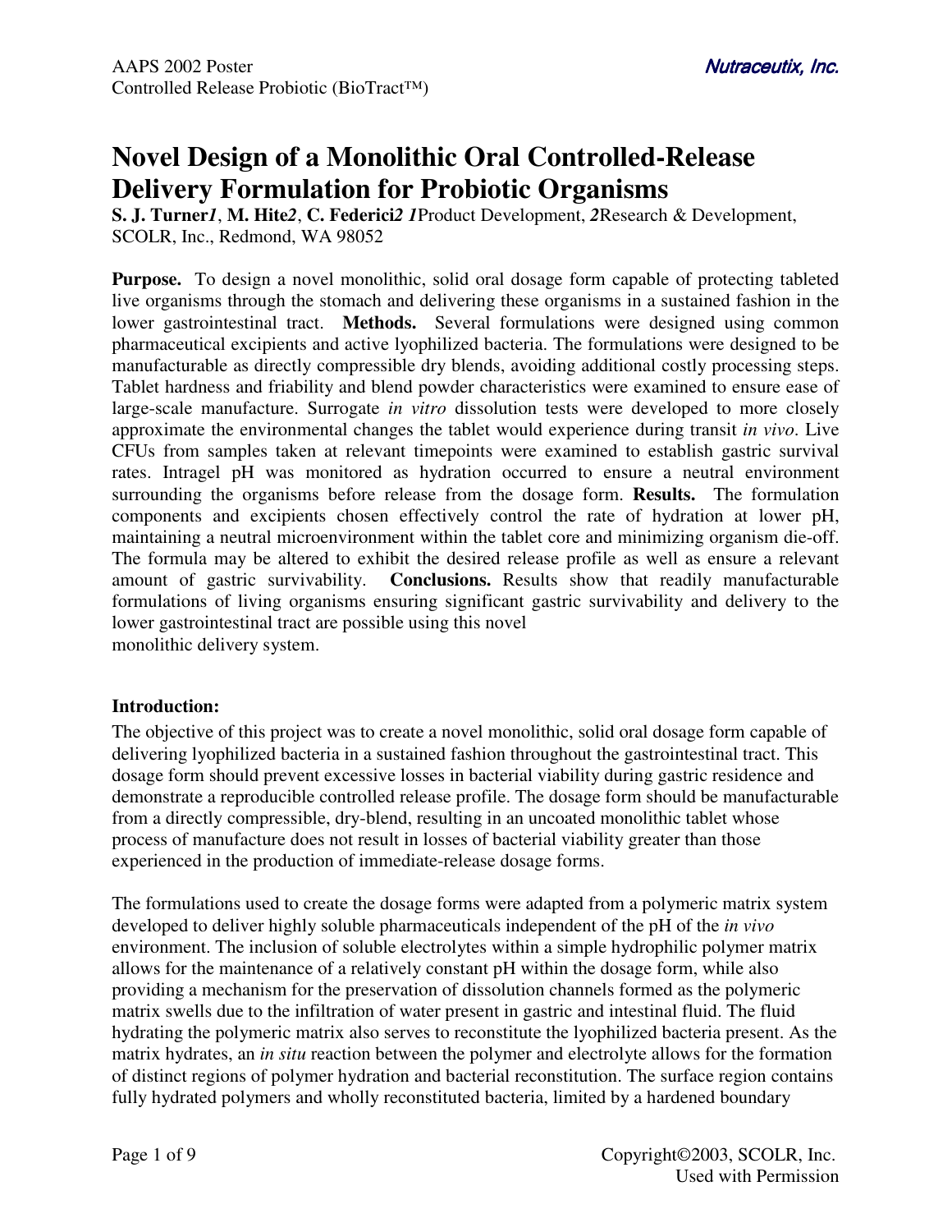# Novel Design of a Monolithic Oral Controlled-Release Delivery Formulation for Probiotic Organisms

**S. J. Turner***1*, **M. Hite***2*, **C. Federici***2* *1*Product Development, *2*Research & Development, SCOLR, Inc., Redmond, WA 98052

**Purpose.** To design a novel monolithic, solid oral dosage form capable of protecting tableted live organisms through the stomach and delivering these organisms in a sustained fashion in the lower gastrointestinal tract. **Methods.** Several formulations were designed using common pharmaceutical excipients and active lyophilized bacteria. The formulations were designed to be manufacturable as directly compressible dry blends, avoiding additional costly processing steps. Tablet hardness and friability and blend powder characteristics were examined to ensure ease of large-scale manufacture. Surrogate *in vitro* dissolution tests were developed to more closely approximate the environmental changes the tablet would experience during transit *in vivo*. Live CFUs from samples taken at relevant timepoints were examined to establish gastric survival rates. Intragel pH was monitored as hydration occurred to ensure a neutral environment surrounding the organisms before release from the dosage form. **Results.** The formulation components and excipients chosen effectively control the rate of hydration at lower pH, maintaining a neutral microenvironment within the tablet core and minimizing organism die-off. The formula may be altered to exhibit the desired release profile as well as ensure a relevant amount of gastric survivability. **Conclusions.** Results show that readily manufacturable formulations of living organisms ensuring significant gastric survivability and delivery to the lower gastrointestinal tract are possible using this novel monolithic delivery system.

## Introduction:

The objective of this project was to create a novel monolithic, solid oral dosage form capable of delivering lyophilized bacteria in a sustained fashion throughout the gastrointestinal tract. This dosage form should prevent excessive losses in bacterial viability during gastric residence and demonstrate a reproducible controlled release profile. The dosage form should be manufacturable from a directly compressible, dry-blend, resulting in an uncoated monolithic tablet whose process of manufacture does not result in losses of bacterial viability greater than those experienced in the production of immediate-release dosage forms.

The formulations used to create the dosage forms were adapted from a polymeric matrix system developed to deliver highly soluble pharmaceuticals independent of the pH of the *in vivo* environment. The inclusion of soluble electrolytes within a simple hydrophilic polymer matrix allows for the maintenance of a relatively constant pH within the dosage form, while also providing a mechanism for the preservation of dissolution channels formed as the polymeric matrix swells due to the infiltration of water present in gastric and intestinal fluid. The fluid hydrating the polymeric matrix also serves to reconstitute the lyophilized bacteria present. As the matrix hydrates, an *in situ* reaction between the polymer and electrolyte allows for the formation of distinct regions of polymer hydration and bacterial reconstitution. The surface region contains fully hydrated polymers and wholly reconstituted bacteria, limited by a hardened boundary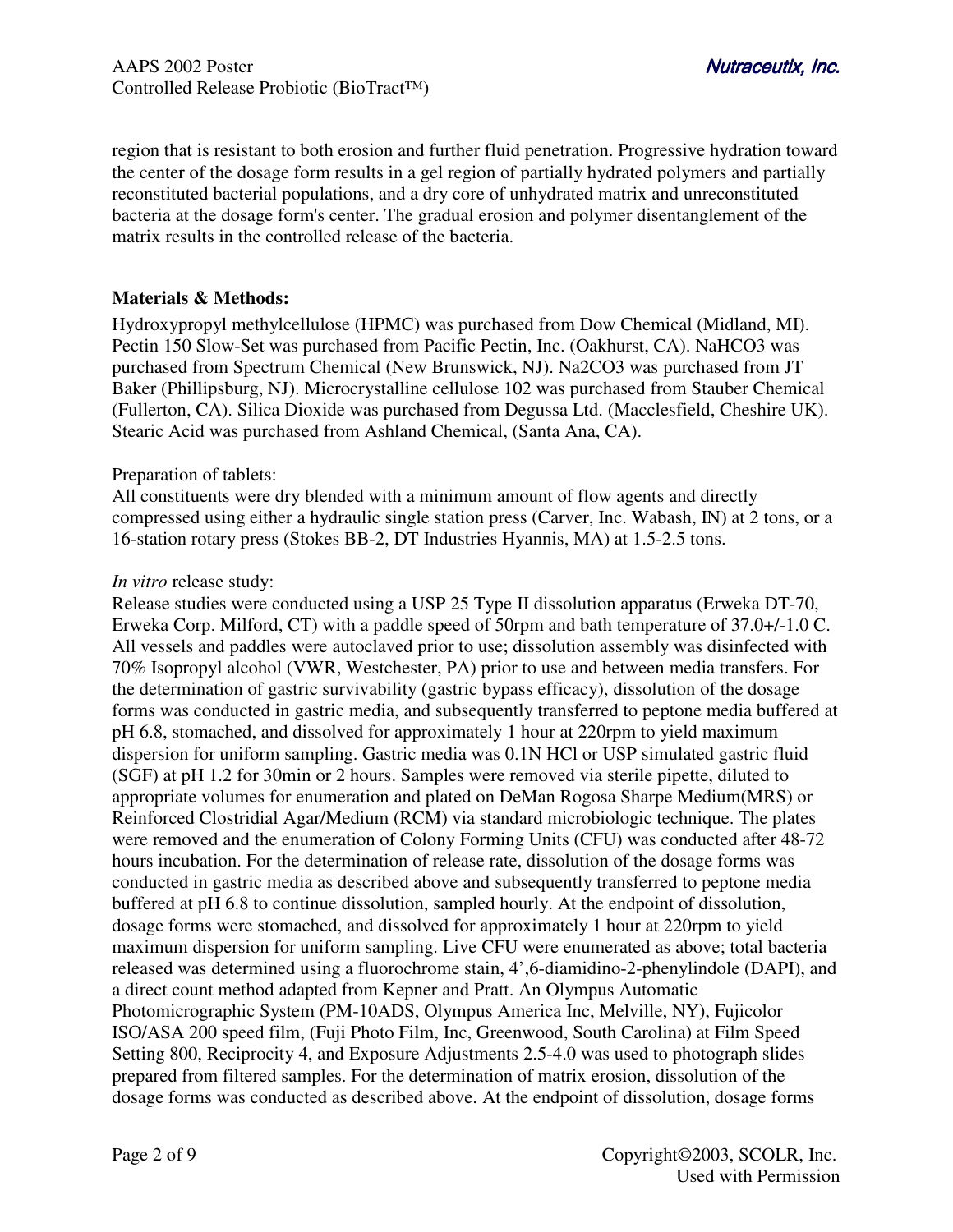region that is resistant to both erosion and further fluid penetration. Progressive hydration toward the center of the dosage form results in a gel region of partially hydrated polymers and partially reconstituted bacterial populations, and a dry core of unhydrated matrix and unreconstituted bacteria at the dosage form's center. The gradual erosion and polymer disentanglement of the matrix results in the controlled release of the bacteria.

**Materials & Methods:**

Hydroxypropyl methylcellulose (HPMC) was purchased from Dow Chemical (Midland, MI). Pectin 150 Slow-Set was purchased from Pacific Pectin, Inc. (Oakhurst, CA). $NaHCO_3$ was purchased from Spectrum Chemical (New Brunswick, NJ). $Na_2CO_3$ was purchased from JT Baker (Phillipsburg, NJ). Microcrystalline cellulose 102 was purchased from Stauber Chemical (Fullerton, CA). Silica Dioxide was purchased from Degussa Ltd. (Macclesfield, Cheshire UK). Stearic Acid was purchased from Ashland Chemical, (Santa Ana, CA).

Preparation of tablets:
All constituents were dry blended with a minimum amount of flow agents and directly compressed using either a hydraulic single station press (Carver, Inc. Wabash, IN) at 2 tons, or a 16-station rotary press (Stokes BB-2, DT Industries Hyannis, MA) at 1.5-2.5 tons.

*In vitro* release study:
Release studies were conducted using a USP 25 Type II dissolution apparatus (Erweka DT-70, Erweka Corp. Milford, CT) with a paddle speed of 50rpm and bath temperature of 37.0+/-1.0 C. All vessels and paddles were autoclaved prior to use; dissolution assembly was disinfected with 70% Isopropyl alcohol (VWR, Westchester, PA) prior to use and between media transfers. For the determination of gastric survivability (gastric bypass efficacy), dissolution of the dosage forms was conducted in gastric media, and subsequently transferred to peptone media buffered at pH 6.8, stomached, and dissolved for approximately 1 hour at 220rpm to yield maximum dispersion for uniform sampling. Gastric media was 0.1N HCl or USP simulated gastric fluid (SGF) at pH 1.2 for 30min or 2 hours. Samples were removed via sterile pipette, diluted to appropriate volumes for enumeration and plated on DeMan Rogosa Sharpe Medium(MRS) or Reinforced Clostridial Agar/Medium (RCM) via standard microbiologic technique. The plates were removed and the enumeration of Colony Forming Units (CFU) was conducted after 48-72 hours incubation. For the determination of release rate, dissolution of the dosage forms was conducted in gastric media as described above and subsequently transferred to peptone media buffered at pH 6.8 to continue dissolution, sampled hourly. At the endpoint of dissolution, dosage forms were stomached, and dissolved for approximately 1 hour at 220rpm to yield maximum dispersion for uniform sampling. Live CFU were enumerated as above; total bacteria released was determined using a fluorochrome stain, 4',6-diamidino-2-phenylindole (DAPI), and a direct count method adapted from Kepner and Pratt. An Olympus Automatic Photomicrographic System (PM-10ADS, Olympus America Inc, Melville, NY), Fujicolor ISO/ASA 200 speed film, (Fuji Photo Film, Inc, Greenwood, South Carolina) at Film Speed Setting 800, Reciprocity 4, and Exposure Adjustments 2.5-4.0 was used to photograph slides prepared from filtered samples. For the determination of matrix erosion, dissolution of the dosage forms was conducted as described above. At the endpoint of dissolution, dosage forms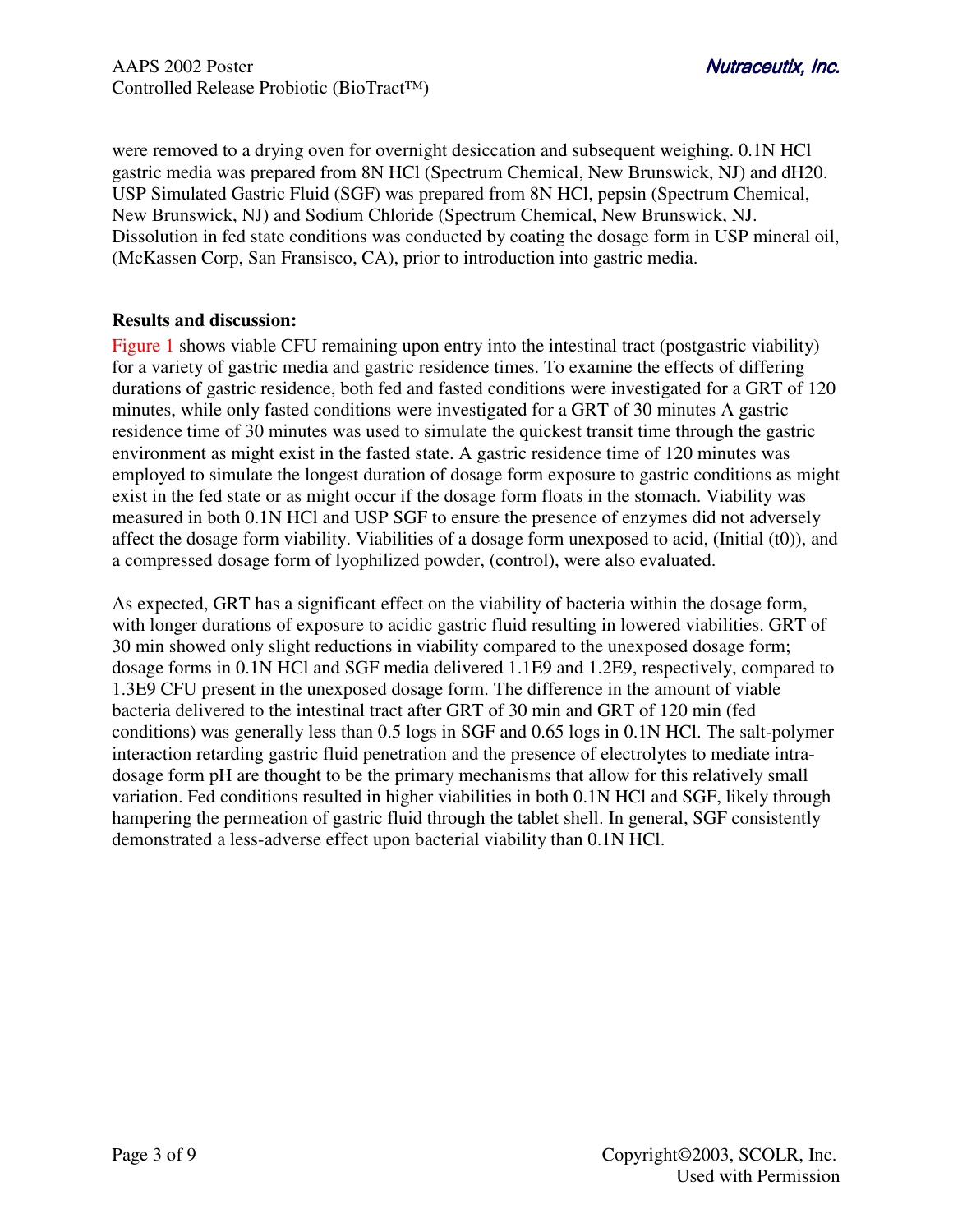were removed to a drying oven for overnight desiccation and subsequent weighing. 0.1N HCl gastric media was prepared from 8N HCl (Spectrum Chemical, New Brunswick, NJ) and dH20. USP Simulated Gastric Fluid (SGF) was prepared from 8N HCl, pepsin (Spectrum Chemical, New Brunswick, NJ) and Sodium Chloride (Spectrum Chemical, New Brunswick, NJ. Dissolution in fed state conditions was conducted by coating the dosage form in USP mineral oil, (McKassen Corp, San Fransisco, CA), prior to introduction into gastric media.

**Results and discussion:**

Figure 1 shows viable CFU remaining upon entry into the intestinal tract (postgastric viability) for a variety of gastric media and gastric residence times. To examine the effects of differing durations of gastric residence, both fed and fasted conditions were investigated for a GRT of 120 minutes, while only fasted conditions were investigated for a GRT of 30 minutes A gastric residence time of 30 minutes was used to simulate the quickest transit time through the gastric environment as might exist in the fasted state. A gastric residence time of 120 minutes was employed to simulate the longest duration of dosage form exposure to gastric conditions as might exist in the fed state or as might occur if the dosage form floats in the stomach. Viability was measured in both 0.1N HCl and USP SGF to ensure the presence of enzymes did not adversely affect the dosage form viability. Viabilities of a dosage form unexposed to acid, (Initial (t0)), and a compressed dosage form of lyophilized powder, (control), were also evaluated.

As expected, GRT has a significant effect on the viability of bacteria within the dosage form, with longer durations of exposure to acidic gastric fluid resulting in lowered viabilities. GRT of 30 min showed only slight reductions in viability compared to the unexposed dosage form; dosage forms in 0.1N HCl and SGF media delivered 1.1E9 and 1.2E9, respectively, compared to 1.3E9 CFU present in the unexposed dosage form. The difference in the amount of viable bacteria delivered to the intestinal tract after GRT of 30 min and GRT of 120 min (fed conditions) was generally less than 0.5 logs in SGF and 0.65 logs in 0.1N HCl. The salt-polymer interaction retarding gastric fluid penetration and the presence of electrolytes to mediate intra-dosage form pH are thought to be the primary mechanisms that allow for this relatively small variation. Fed conditions resulted in higher viabilities in both 0.1N HCl and SGF, likely through hampering the permeation of gastric fluid through the tablet shell. In general, SGF consistently demonstrated a less-adverse effect upon bacterial viability than 0.1N HCl.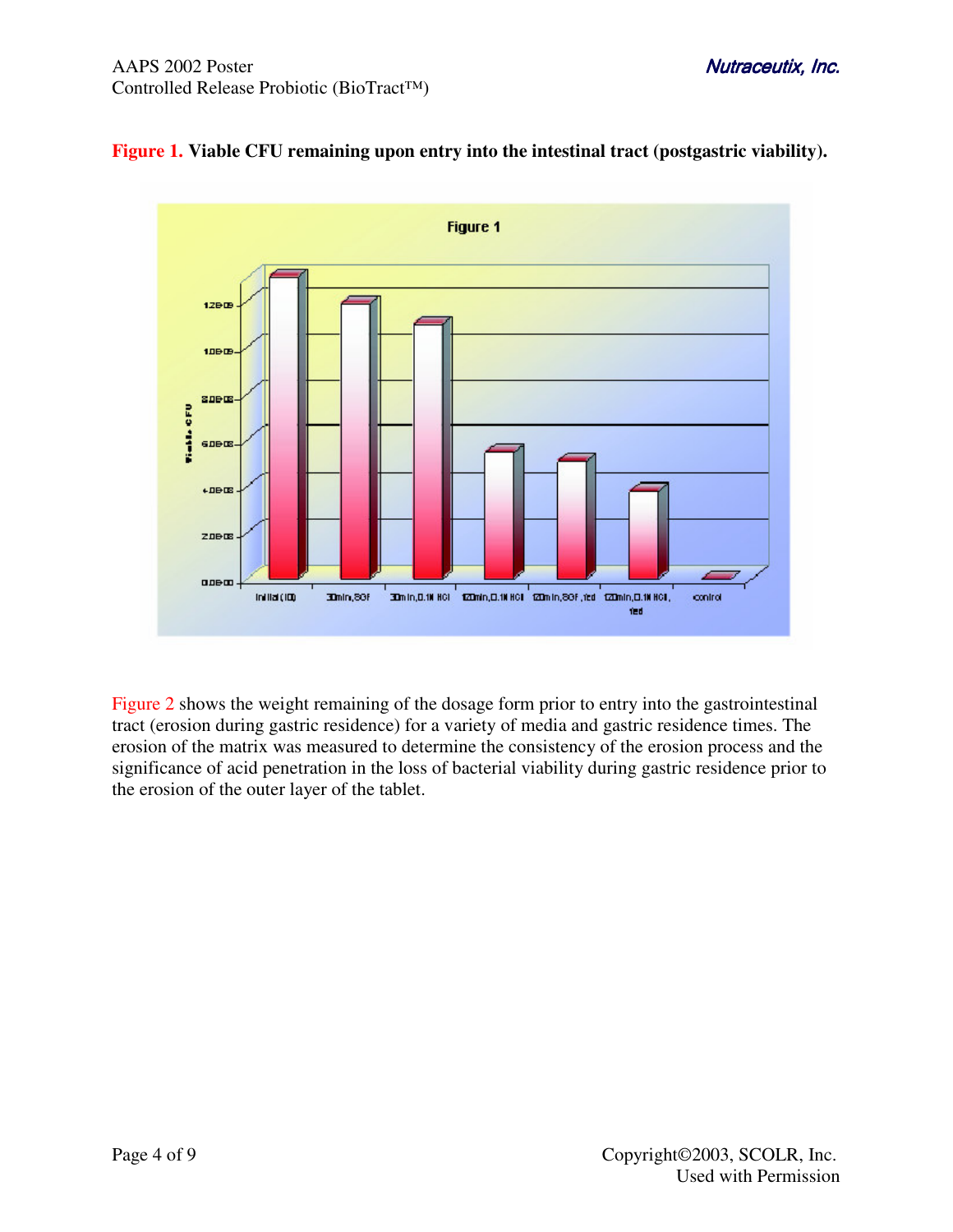**Figure 1.** **Viable CFU remaining upon entry into the intestinal tract (postgastric viability).**

Figure 2 shows the weight remaining of the dosage form prior to entry into the gastrointestinal tract (erosion during gastric residence) for a variety of media and gastric residence times. The erosion of the matrix was measured to determine the consistency of the erosion process and the significance of acid penetration in the loss of bacterial viability during gastric residence prior to the erosion of the outer layer of the tablet.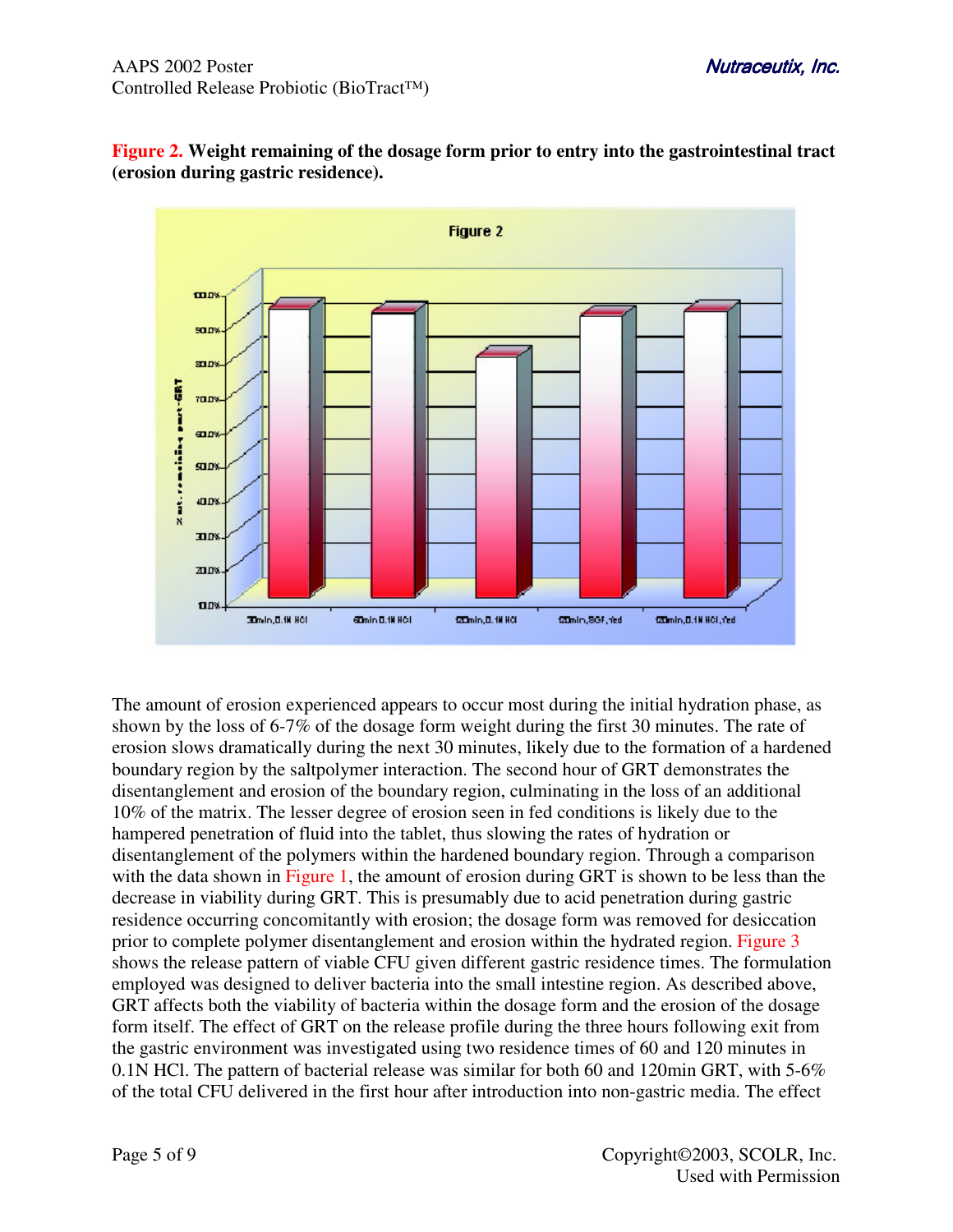**Figure 2. Weight remaining of the dosage form prior to entry into the gastrointestinal tract (erosion during gastric residence).**

The amount of erosion experienced appears to occur most during the initial hydration phase, as shown by the loss of 6-7% of the dosage form weight during the first 30 minutes. The rate of erosion slows dramatically during the next 30 minutes, likely due to the formation of a hardened boundary region by the saltpolymer interaction. The second hour of GRT demonstrates the disentanglement and erosion of the boundary region, culminating in the loss of an additional 10% of the matrix. The lesser degree of erosion seen in fed conditions is likely due to the hampered penetration of fluid into the tablet, thus slowing the rates of hydration or disentanglement of the polymers within the hardened boundary region. Through a comparison with the data shown in Figure 1, the amount of erosion during GRT is shown to be less than the decrease in viability during GRT. This is presumably due to acid penetration during gastric residence occurring concomitantly with erosion; the dosage form was removed for desiccation prior to complete polymer disentanglement and erosion within the hydrated region. Figure 3 shows the release pattern of viable CFU given different gastric residence times. The formulation employed was designed to deliver bacteria into the small intestine region. As described above, GRT affects both the viability of bacteria within the dosage form and the erosion of the dosage form itself. The effect of GRT on the release profile during the three hours following exit from the gastric environment was investigated using two residence times of 60 and 120 minutes in 0.1N HCl. The pattern of bacterial release was similar for both 60 and 120min GRT, with 5-6% of the total CFU delivered in the first hour after introduction into non-gastric media. The effect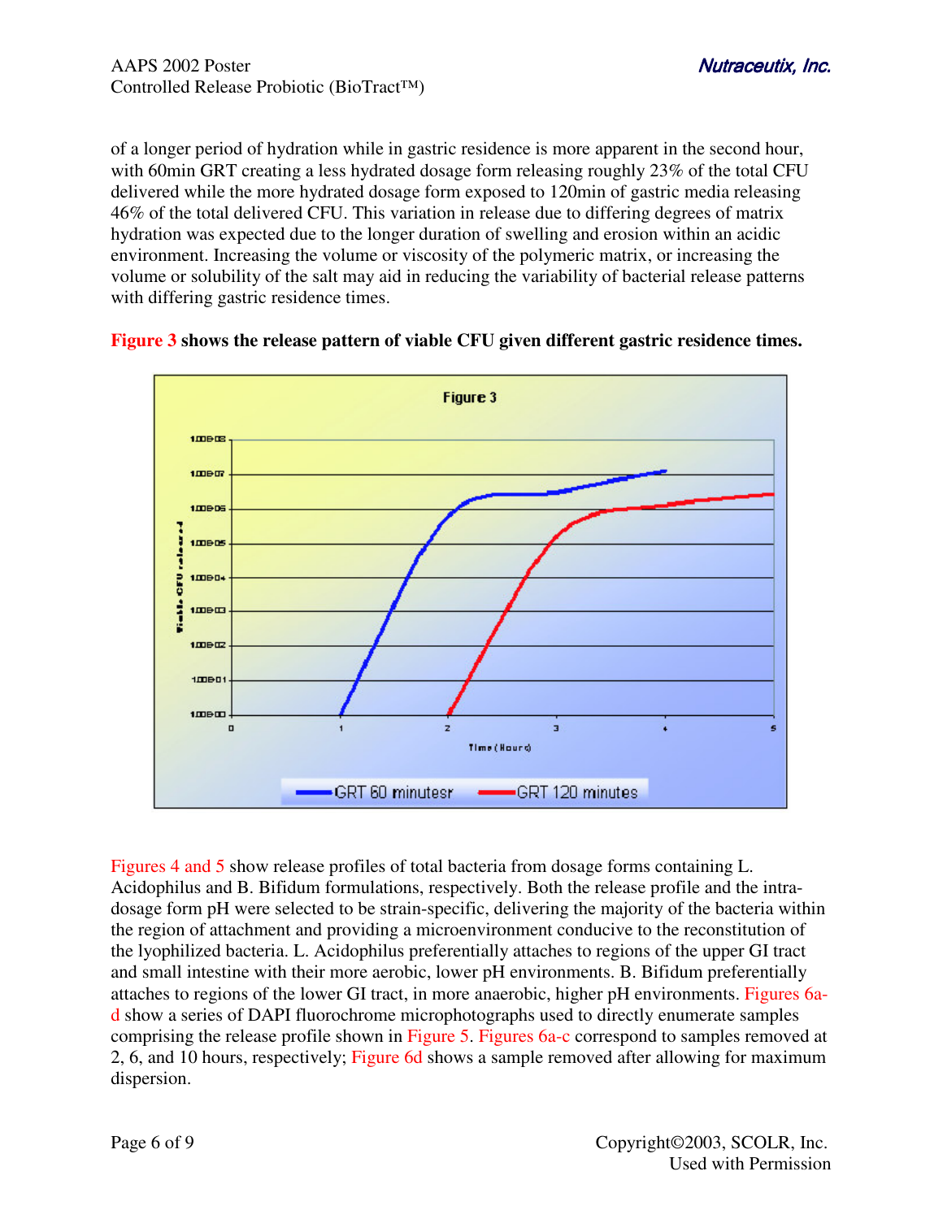of a longer period of hydration while in gastric residence is more apparent in the second hour, with 60min GRT creating a less hydrated dosage form releasing roughly 23% of the total CFU delivered while the more hydrated dosage form exposed to 120min of gastric media releasing 46% of the total delivered CFU. This variation in release due to differing degrees of matrix hydration was expected due to the longer duration of swelling and erosion within an acidic environment. Increasing the volume or viscosity of the polymeric matrix, or increasing the volume or solubility of the salt may aid in reducing the variability of bacterial release patterns with differing gastric residence times.

**Figure 3 shows the release pattern of viable CFU given different gastric residence times.**

Figures 4 and 5 show release profiles of total bacteria from dosage forms containing L. Acidophilus and B. Bifidum formulations, respectively. Both the release profile and the intra-dosage form pH were selected to be strain-specific, delivering the majority of the bacteria within the region of attachment and providing a microenvironment conducive to the reconstitution of the lyophilized bacteria. L. Acidophilus preferentially attaches to regions of the upper GI tract and small intestine with their more aerobic, lower pH environments. B. Bifidum preferentially attaches to regions of the lower GI tract, in more anaerobic, higher pH environments. Figures 6a-d show a series of DAPI fluorochrome microphotographs used to directly enumerate samples comprising the release profile shown in Figure 5. Figures 6a-c correspond to samples removed at 2, 6, and 10 hours, respectively; Figure 6d shows a sample removed after allowing for maximum dispersion.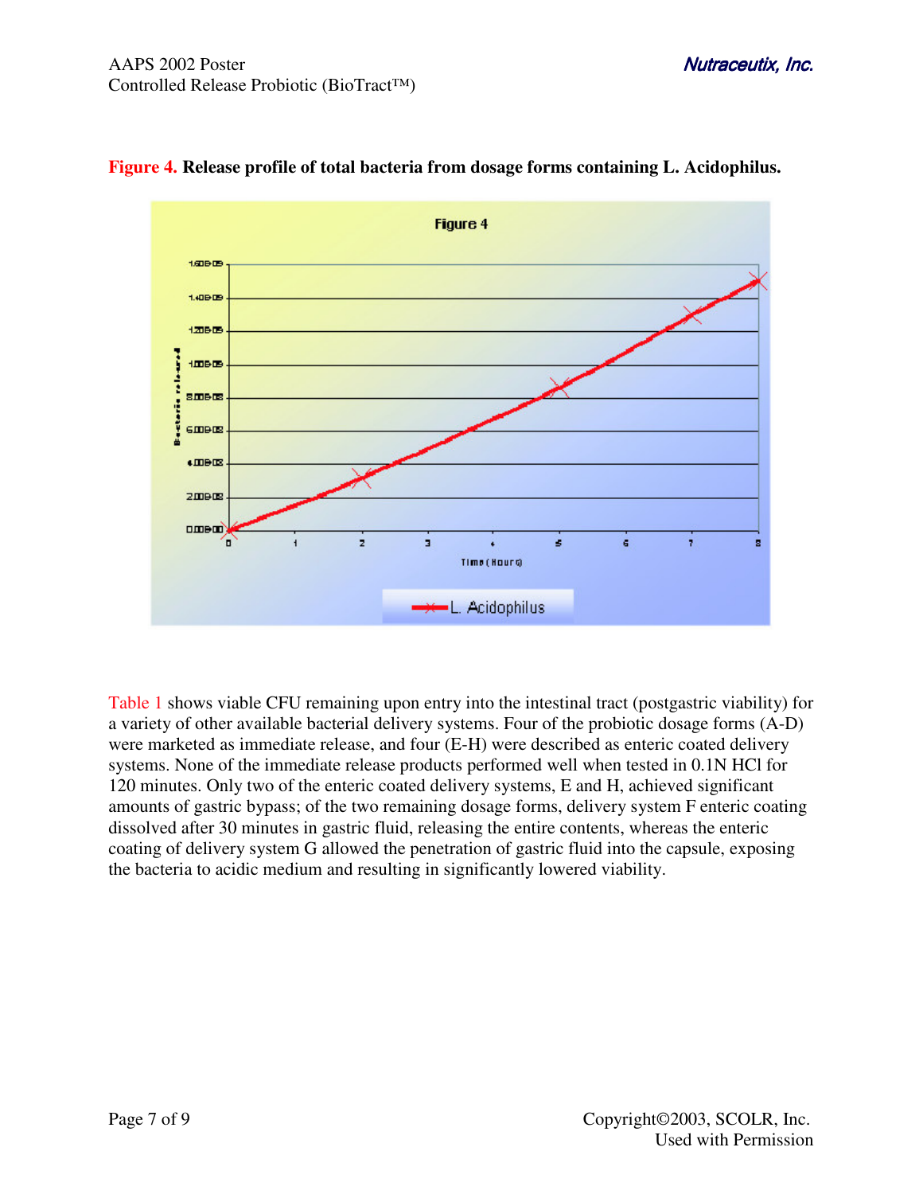**Figure 4.** **Release profile of total bacteria from dosage forms containing L. Acidophilus.**

Table 1 shows viable CFU remaining upon entry into the intestinal tract (postgastric viability) for a variety of other available bacterial delivery systems. Four of the probiotic dosage forms (A-D) were marketed as immediate release, and four (E-H) were described as enteric coated delivery systems. None of the immediate release products performed well when tested in 0.1N HCl for 120 minutes. Only two of the enteric coated delivery systems, E and H, achieved significant amounts of gastric bypass; of the two remaining dosage forms, delivery system F enteric coating dissolved after 30 minutes in gastric fluid, releasing the entire contents, whereas the enteric coating of delivery system G allowed the penetration of gastric fluid into the capsule, exposing the bacteria to acidic medium and resulting in significantly lowered viability.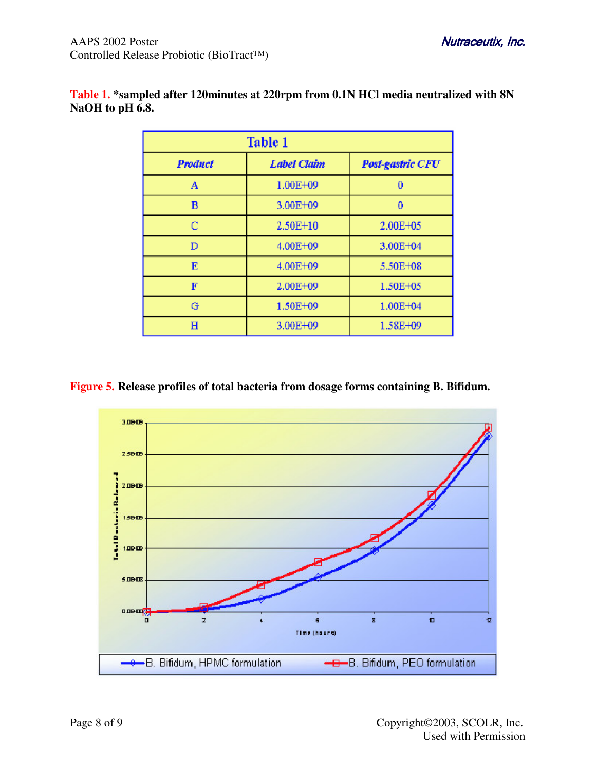**Table 1.** *sampled after 120minutes at 220rpm from 0.1N HCl media neutralized with 8N NaOH to pH 6.8.

| Table 1 | | |
|---|---|---|
| **Product** | **Label Claim** | **Post-gastric CFU** |
| A | 1.00E+09 | 0 |
| B | 3.00E+09 | 0 |
| C | 2.50E+10 | 2.00E+05 |
| D | 4.00E+09 | 3.00E+04 |
| E | 4.00E+09 | 5.50E+08 |
| F | 2.00E+09 | 1.50E+05 |
| G | 1.50E+09 | 1.00E+04 |
| H | 3.00E+09 | 1.58E+09 |

**Figure 5.** Release profiles of total bacteria from dosage forms containing B. Bifidum.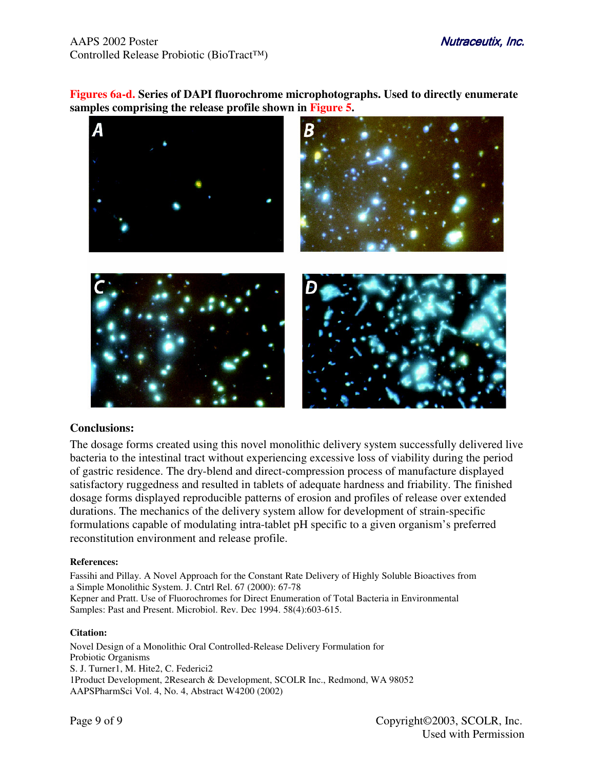**Figures 6a-d. Series of DAPI fluorochrome microphotographs. Used to directly enumerate samples comprising the release profile shown in Figure 5.**

A

B

C

D

**Conclusions:**

The dosage forms created using this novel monolithic delivery system successfully delivered live bacteria to the intestinal tract without experiencing excessive loss of viability during the period of gastric residence. The dry-blend and direct-compression process of manufacture displayed satisfactory ruggedness and resulted in tablets of adequate hardness and friability. The finished dosage forms displayed reproducible patterns of erosion and profiles of release over extended durations. The mechanics of the delivery system allow for development of strain-specific formulations capable of modulating intra-tablet pH specific to a given organism's preferred reconstitution environment and release profile.

**References:**

Fassihi and Pillay. A Novel Approach for the Constant Rate Delivery of Highly Soluble Bioactives from a Simple Monolithic System. J. Cntrl Rel. 67 (2000): 67-78
Kepner and Pratt. Use of Fluorochromes for Direct Enumeration of Total Bacteria in Environmental Samples: Past and Present. Microbiol. Rev. Dec 1994. 58(4):603-615.

**Citation:**

Novel Design of a Monolithic Oral Controlled-Release Delivery Formulation for Probiotic Organisms
S. J. Turner[1], M. Hite[2], C. Federici[2]
[1]Product Development, [2]Research & Development, SCOLR Inc., Redmond, WA 98052
AAPSPharmSci Vol. 4, No. 4, Abstract W4200 (2002)

Copyright©2003, SCOLR, Inc.
Used with Permission